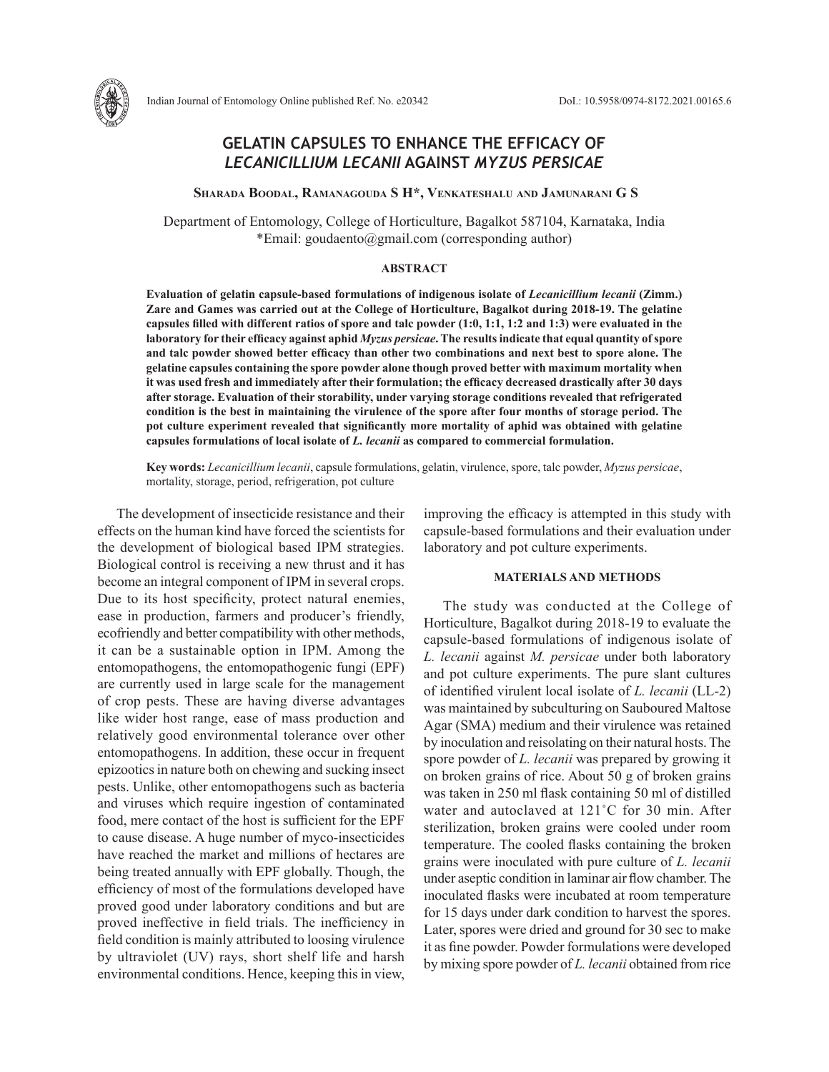# GELATIN CAPSULES TO ENHANCE THE EFFICACY OF *LECANICILLIUM LECANII* AGAINST *MYZUS PERSICAE*

**Sharada Boodal, Ramanagouda S H*, Venkateshalu and Jamunarani G S**

Department of Entomology, College of Horticulture, Bagalkot 587104, Karnataka, India
*Email: goudaento@gmail.com (corresponding author)

## ABSTRACT

**Evaluation of gelatin capsule-based formulations of indigenous isolate of *Lecanicillium lecanii* (Zimm.) Zare and Games was carried out at the College of Horticulture, Bagalkot during 2018-19. The gelatine capsules filled with different ratios of spore and talc powder (1:0, 1:1, 1:2 and 1:3) were evaluated in the laboratory for their efficacy against aphid *Myzus persicae*. The results indicate that equal quantity of spore and talc powder showed better efficacy than other two combinations and next best to spore alone. The gelatine capsules containing the spore powder alone though proved better with maximum mortality when it was used fresh and immediately after their formulation; the efficacy decreased drastically after 30 days after storage. Evaluation of their storability, under varying storage conditions revealed that refrigerated condition is the best in maintaining the virulence of the spore after four months of storage period. The pot culture experiment revealed that significantly more mortality of aphid was obtained with gelatine capsules formulations of local isolate of *L. lecanii* as compared to commercial formulation.**

**Key words:** *Lecanicillium lecanii*, capsule formulations, gelatin, virulence, spore, talc powder, *Myzus persicae*, mortality, storage, period, refrigeration, pot culture

The development of insecticide resistance and their effects on the human kind have forced the scientists for the development of biological based IPM strategies. Biological control is receiving a new thrust and it has become an integral component of IPM in several crops. Due to its host specificity, protect natural enemies, ease in production, farmers and producer's friendly, ecofriendly and better compatibility with other methods, it can be a sustainable option in IPM. Among the entomopathogens, the entomopathogenic fungi (EPF) are currently used in large scale for the management of crop pests. These are having diverse advantages like wider host range, ease of mass production and relatively good environmental tolerance over other entomopathogens. In addition, these occur in frequent epizootics in nature both on chewing and sucking insect pests. Unlike, other entomopathogens such as bacteria and viruses which require ingestion of contaminated food, mere contact of the host is sufficient for the EPF to cause disease. A huge number of myco-insecticides have reached the market and millions of hectares are being treated annually with EPF globally. Though, the efficiency of most of the formulations developed have proved good under laboratory conditions and but are proved ineffective in field trials. The inefficiency in field condition is mainly attributed to loosing virulence by ultraviolet (UV) rays, short shelf life and harsh environmental conditions. Hence, keeping this in view, improving the efficacy is attempted in this study with capsule-based formulations and their evaluation under laboratory and pot culture experiments.

## MATERIALS AND METHODS

The study was conducted at the College of Horticulture, Bagalkot during 2018-19 to evaluate the capsule-based formulations of indigenous isolate of *L. lecanii* against *M. persicae* under both laboratory and pot culture experiments. The pure slant cultures of identified virulent local isolate of *L. lecanii* (LL-2) was maintained by subculturing on Sauboured Maltose Agar (SMA) medium and their virulence was retained by inoculation and reisolating on their natural hosts. The spore powder of *L. lecanii* was prepared by growing it on broken grains of rice. About 50 g of broken grains was taken in 250 ml flask containing 50 ml of distilled water and autoclaved at 121˚C for 30 min. After sterilization, broken grains were cooled under room temperature. The cooled flasks containing the broken grains were inoculated with pure culture of *L. lecanii* under aseptic condition in laminar air flow chamber. The inoculated flasks were incubated at room temperature for 15 days under dark condition to harvest the spores. Later, spores were dried and ground for 30 sec to make it as fine powder. Powder formulations were developed by mixing spore powder of *L. lecanii* obtained from rice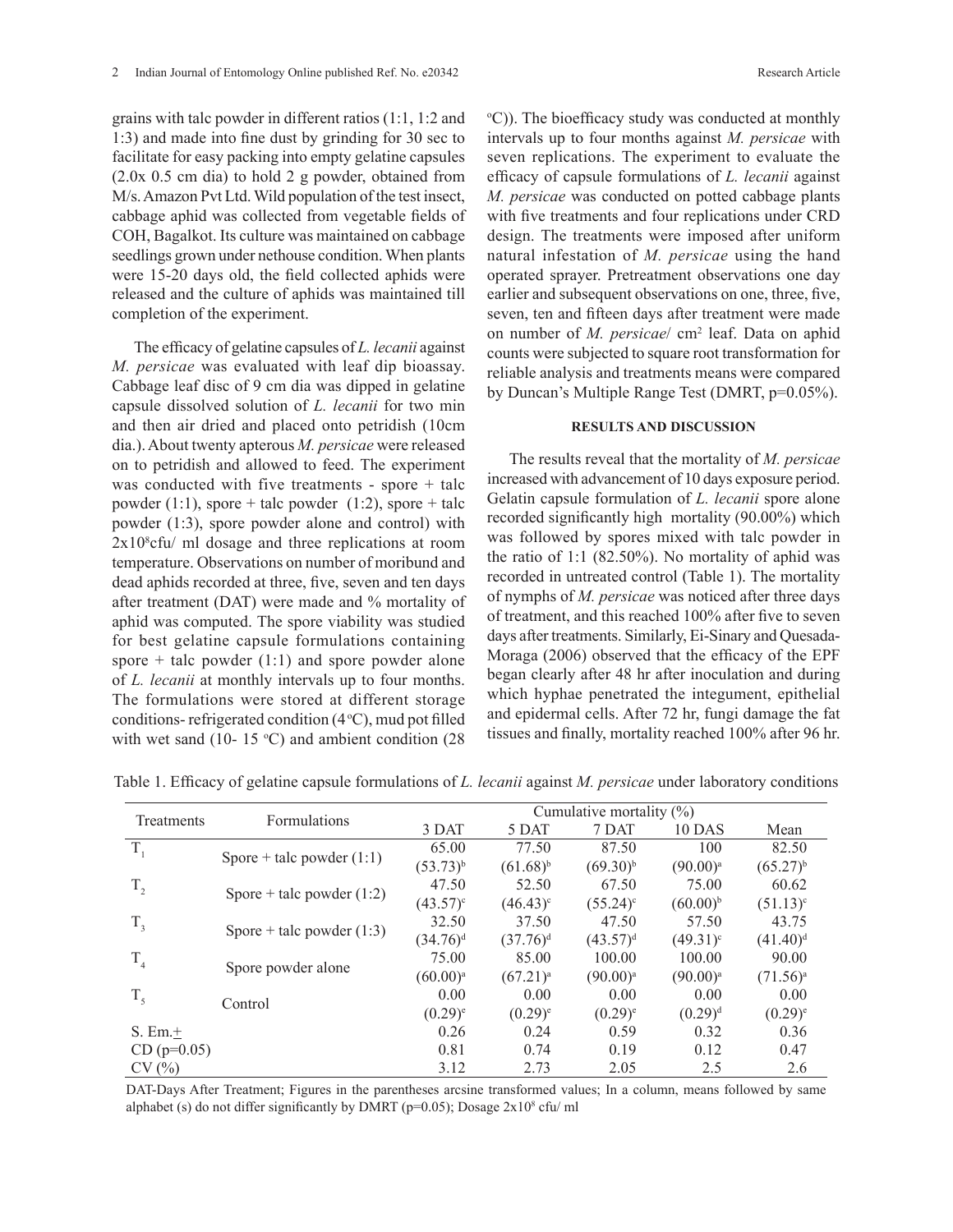grains with talc powder in different ratios (1:1, 1:2 and 1:3) and made into fine dust by grinding for 30 sec to facilitate for easy packing into empty gelatine capsules (2.0x 0.5 cm dia) to hold 2 g powder, obtained from M/s. Amazon Pvt Ltd. Wild population of the test insect, cabbage aphid was collected from vegetable fields of COH, Bagalkot. Its culture was maintained on cabbage seedlings grown under nethouse condition. When plants were 15-20 days old, the field collected aphids were released and the culture of aphids was maintained till completion of the experiment.

The efficacy of gelatine capsules of *L. lecanii* against *M. persicae* was evaluated with leaf dip bioassay. Cabbage leaf disc of 9 cm dia was dipped in gelatine capsule dissolved solution of *L. lecanii* for two min and then air dried and placed onto petridish (10cm dia.). About twenty apterous *M. persicae* were released on to petridish and allowed to feed. The experiment was conducted with five treatments - spore + talc powder (1:1), spore + talc powder (1:2), spore + talc powder (1:3), spore powder alone and control) with $2x10^8$cfu/ ml dosage and three replications at room temperature. Observations on number of moribund and dead aphids recorded at three, five, seven and ten days after treatment (DAT) were made and % mortality of aphid was computed. The spore viability was studied for best gelatine capsule formulations containing spore + talc powder (1:1) and spore powder alone of *L. lecanii* at monthly intervals up to four months. The formulations were stored at different storage conditions- refrigerated condition (4°C), mud pot filled with wet sand (10- 15 °C) and ambient condition (28 °C)). The bioefficacy study was conducted at monthly intervals up to four months against *M. persicae* with seven replications. The experiment to evaluate the efficacy of capsule formulations of *L. lecanii* against *M. persicae* was conducted on potted cabbage plants with five treatments and four replications under CRD design. The treatments were imposed after uniform natural infestation of *M. persicae* using the hand operated sprayer. Pretreatment observations one day earlier and subsequent observations on one, three, five, seven, ten and fifteen days after treatment were made on number of *M. persicae*/ $cm^2$ leaf. Data on aphid counts were subjected to square root transformation for reliable analysis and treatments means were compared by Duncan's Multiple Range Test (DMRT, p=0.05%).

## RESULTS AND DISCUSSION

The results reveal that the mortality of *M. persicae* increased with advancement of 10 days exposure period. Gelatin capsule formulation of *L. lecanii* spore alone recorded significantly high mortality (90.00%) which was followed by spores mixed with talc powder in the ratio of 1:1 (82.50%). No mortality of aphid was recorded in untreated control (Table 1). The mortality of nymphs of *M. persicae* was noticed after three days of treatment, and this reached 100% after five to seven days after treatments. Similarly, Ei-Sinary and Quesada-Moraga (2006) observed that the efficacy of the EPF began clearly after 48 hr after inoculation and during which hyphae penetrated the integument, epithelial and epidermal cells. After 72 hr, fungi damage the fat tissues and finally, mortality reached 100% after 96 hr.

Table 1. Efficacy of gelatine capsule formulations of *L. lecanii* against *M. persicae* under laboratory conditions

| Treatments | Formulations | Cumulative mortality (%) | | | | |
|---|---|---|---|---|---|---|
| | | 3 DAT | 5 DAT | 7 DAT | 10 DAS | Mean |
| $T_1$ | Spore + talc powder (1:1) | 65.00 $(53.73)^b$ | 77.50 $(61.68)^b$ | 87.50 $(69.30)^b$ | 100 $(90.00)^a$ | 82.50 $(65.27)^b$ |
| $T_2$ | Spore + talc powder (1:2) | 47.50 $(43.57)^c$ | 52.50 $(46.43)^c$ | 67.50 $(55.24)^c$ | 75.00 $(60.00)^b$ | 60.62 $(51.13)^c$ |
| $T_3$ | Spore + talc powder (1:3) | 32.50 $(34.76)^d$ | 37.50 $(37.76)^d$ | 47.50 $(43.57)^d$ | 57.50 $(49.31)^c$ | 43.75 $(41.40)^d$ |
| $T_4$ | Spore powder alone | 75.00 $(60.00)^a$ | 85.00 $(67.21)^a$ | 100.00 $(90.00)^a$ | 100.00 $(90.00)^a$ | 90.00 $(71.56)^a$ |
| $T_5$ | Control | 0.00 $(0.29)^e$ | 0.00 $(0.29)^e$ | 0.00 $(0.29)^e$ | 0.00 $(0.29)^d$ | 0.00 $(0.29)^e$ |
| S. Em.± | | 0.26 | 0.24 | 0.59 | 0.32 | 0.36 |
| CD (p=0.05) | | 0.81 | 0.74 | 0.19 | 0.12 | 0.47 |
| CV (%) | | 3.12 | 2.73 | 2.05 | 2.5 | 2.6 |

DAT-Days After Treatment; Figures in the parentheses arcsine transformed values; In a column, means followed by same alphabet (s) do not differ significantly by DMRT (p=0.05); Dosage $2x10^8$ cfu/ ml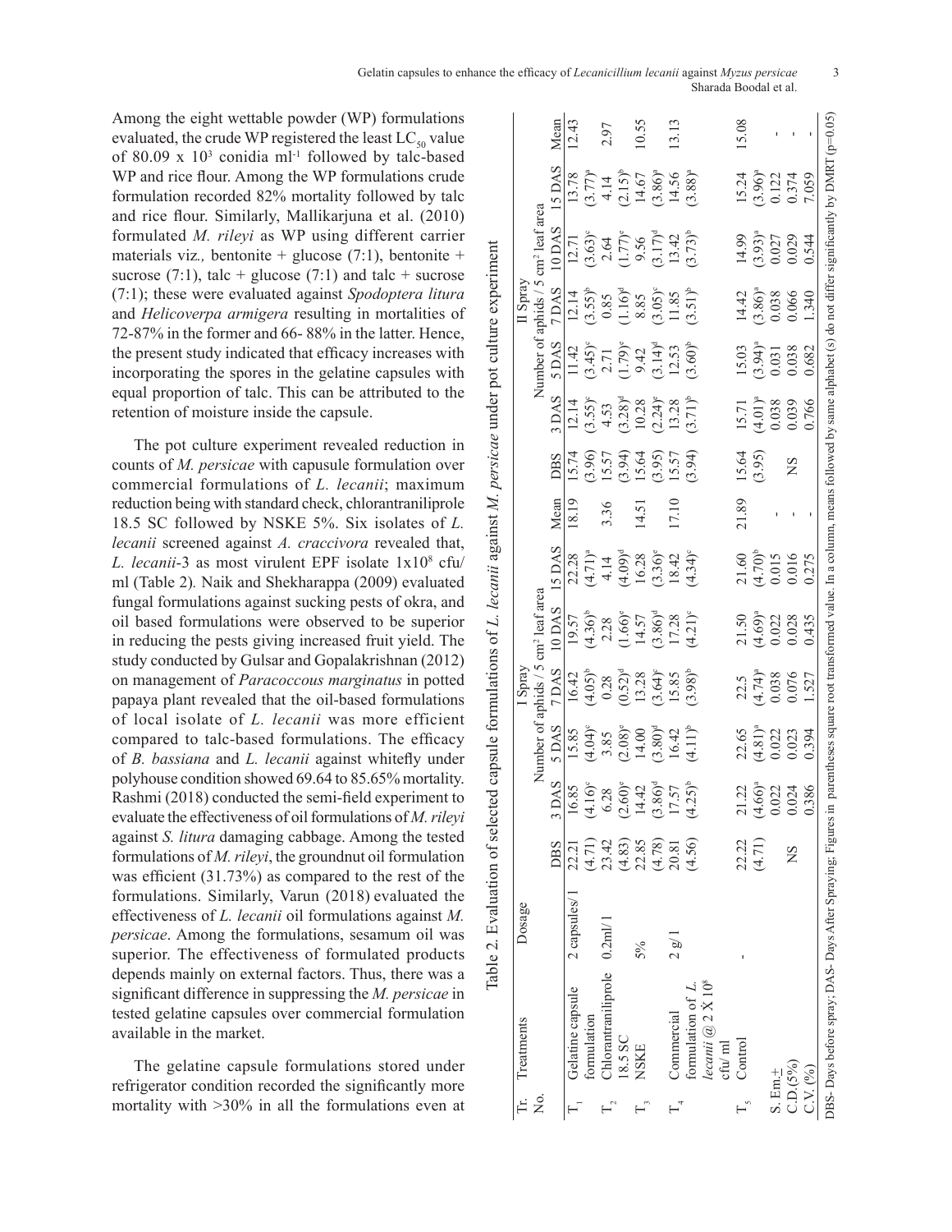Among the eight wettable powder (WP) formulations evaluated, the crude WP registered the least $LC_{50}$ value of 80.09 x $10^3$ conidia $ml^{-1}$ followed by talc-based WP and rice flour. Among the WP formulations crude formulation recorded 82% mortality followed by talc and rice flour. Similarly, Mallikarjuna et al. (2010) formulated *M. rileyi* as WP using different carrier materials viz*.,* bentonite + glucose (7:1), bentonite + sucrose (7:1), talc + glucose (7:1) and talc + sucrose (7:1); these were evaluated against *Spodoptera litura* and *Helicoverpa armigera* resulting in mortalities of 72-87% in the former and 66- 88% in the latter. Hence, the present study indicated that efficacy increases with incorporating the spores in the gelatine capsules with equal proportion of talc. This can be attributed to the retention of moisture inside the capsule.

The pot culture experiment revealed reduction in counts of *M. persicae* with capsule formulation over commercial formulations of *L. lecanii*; maximum reduction being with standard check, chlorantraniliprole 18.5 SC followed by NSKE 5%. Six isolates of *L. lecanii* screened against *A. craccivora* revealed that, *L. lecanii*-3 as most virulent EPF isolate 1x$10^8$ cfu/ml (Table 2)*.* Naik and Shekharappa (2009) evaluated fungal formulations against sucking pests of okra, and oil based formulations were observed to be superior in reducing the pests giving increased fruit yield. The study conducted by Gulsar and Gopalakrishnan (2012) on management of *Paracoccous marginatus* in potted papaya plant revealed that the oil-based formulations of local isolate of *L. lecanii* was more efficient compared to talc-based formulations. The efficacy of *B. bassiana* and *L. lecanii* against whitefly under polyhouse condition showed 69.64 to 85.65% mortality. Rashmi (2018) conducted the semi-field experiment to evaluate the effectiveness of oil formulations of *M. rileyi* against *S. litura* damaging cabbage. Among the tested formulations of *M. rileyi*, the groundnut oil formulation was efficient (31.73%) as compared to the rest of the formulations. Similarly, Varun (2018) evaluated the effectiveness of *L. lecanii* oil formulations against *M. persicae*. Among the formulations, sesamum oil was superior. The effectiveness of formulated products depends mainly on external factors. Thus, there was a significant difference in suppressing the *M. persicae* in tested gelatine capsules over commercial formulation available in the market.

The gelatine capsule formulations stored under refrigerator condition recorded the significantly more mortality with >30% in all the formulations even at

Table 2. Evaluation of selected capsule formulations of *L. lecanii* against *M. persicae* under pot culture experiment

| Tr. No. | Treatments | Dosage | I Spray | | | | | | | II Spray | | | | | | |
|---|---|---|---|---|---|---|---|---|---|---|---|---|---|---|---|---|
| | | | Number of aphids / 5 cm² leaf area | | | | | | | Number of aphids / 5 cm² leaf area | | | | | | |
| | | | DBS | 3 DAS | 5 DAS | 7 DAS | 10 DAS | 15 DAS | Mean | DBS | 3 DAS | 5 DAS | 7 DAS | 10 DAS | 15 DAS | Mean |
| $T_1$ | Gelatine capsule formulation | 2 capsules/1 | 22.21 (4.71) | 16.85 (4.16)[c] | 15.85 (4.04)[c] | 16.42 (4.05)[b] | 19.57 (4.36)[b] | 22.28 (4.71)[a] | 18.19 | 15.74 (3.96) | 12.14 (3.55)[c] | 11.42 (3.45)[c] | 12.14 (3.55)[b] | 12.71 (3.63)[c] | 13.78 (3.77)[a] | 12.43 |
| $T_2$ | Chlorantraniliprole 18.5 SC | 0.2ml/1 | 23.42 (4.83) | 6.28 (2.60)[e] | 3.85 (2.08)[e] | 0.28 (0.52)[d] | 2.28 (1.66)[e] | 4.14 (4.09)[d] | 3.36 | 15.57 (3.94) | 4.53 (3.28)[d] | 2.71 (1.79)[e] | 0.85 (1.16)[d] | 2.64 (1.77)[e] | 4.14 (2.15)[b] | 2.97 |
| $T_3$ | NSKE | 5% | 22.85 (4.78) | 14.42 (3.86)[d] | 14.00 (3.80)[d] | 13.28 (3.64)[c] | 14.57 (3.86)[d] | 16.28 (3.36)[e] | 14.51 | 15.64 (3.95) | 10.28 (2.24)[e] | 9.42 (3.14)[d] | 8.85 (3.05)[c] | 9.56 (3.17)[d] | 14.67 (3.86)[a] | 10.55 |
| $T_4$ | Commercial formulation of *L. lecanii* @ 2 X $10^8$ cfu/ ml | 2 g/ 1 | 20.81 (4.56) | 17.57 (4.25)[b] | 16.42 (4.11)[b] | 15.85 (3.98)[b] | 17.28 (4.21)[c] | 18.42 (4.34)[c] | 17.10 | 15.57 (3.94) | 13.28 (3.71)[b] | 12.53 (3.60)[b] | 11.85 (3.51)[b] | 13.42 (3.73)[b] | 14.56 (3.88)[a] | 13.13 |
| $T_5$ | Control | - | 22.22 (4.71) | 21.22 (4.66)[a] | 22.65 (4.81)[a] | 22.5 (4.74)[a] | 21.50 (4.69)[a] | 21.60 (4.70)[b] | 21.89 | 15.64 (3.95) | 15.71 (4.01)[a] | 15.03 (3.94)[a] | 14.42 (3.86)[a] | 14.99 (3.93)[a] | 15.24 (3.96)[a] | 15.08 |
| | S. Em.± | | | 0.022 | 0.022 | 0.038 | 0.022 | 0.015 | - | | 0.038 | 0.031 | 0.038 | 0.027 | 0.122 | - |
| | C.D.(5%) | | NS | 0.024 | 0.023 | 0.076 | 0.028 | 0.016 | - | NS | 0.039 | 0.038 | 0.066 | 0.029 | 0.374 | - |
| | C.V. (%) | | | 0.386 | 0.394 | 1.527 | 0.435 | 0.275 | - | | 0.766 | 0.682 | 1.340 | 0.544 | 7.059 | - |

DBS- Days before spray; DAS- Days After Spraying; Figures in parentheses square root transformed value. In a column, means followed by same alphabet (s) do not differ significantly by DMRT (p=0.05)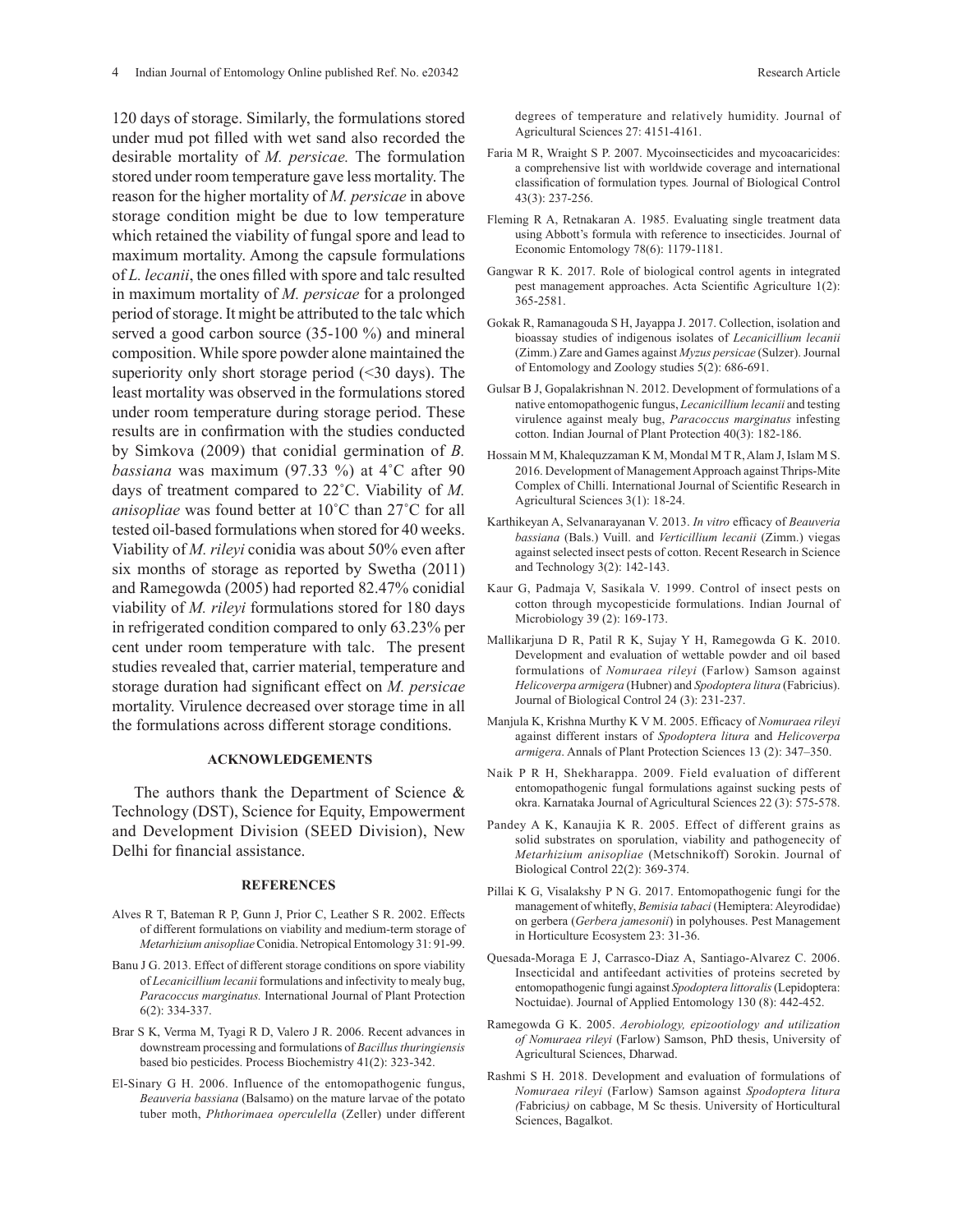120 days of storage. Similarly, the formulations stored under mud pot filled with wet sand also recorded the desirable mortality of *M. persicae.* The formulation stored under room temperature gave less mortality. The reason for the higher mortality of *M. persicae* in above storage condition might be due to low temperature which retained the viability of fungal spore and lead to maximum mortality. Among the capsule formulations of *L. lecanii*, the ones filled with spore and talc resulted in maximum mortality of *M. persicae* for a prolonged period of storage. It might be attributed to the talc which served a good carbon source (35-100 %) and mineral composition. While spore powder alone maintained the superiority only short storage period (<30 days). The least mortality was observed in the formulations stored under room temperature during storage period. These results are in confirmation with the studies conducted by Simkova (2009) that conidial germination of *B. bassiana* was maximum (97.33 %) at 4˚C after 90 days of treatment compared to 22˚C. Viability of *M. anisopliae* was found better at 10˚C than 27˚C for all tested oil-based formulations when stored for 40 weeks. Viability of *M. rileyi* conidia was about 50% even after six months of storage as reported by Swetha (2011) and Ramegowda (2005) had reported 82.47% conidial viability of *M. rileyi* formulations stored for 180 days in refrigerated condition compared to only 63.23% per cent under room temperature with talc. The present studies revealed that, carrier material, temperature and storage duration had significant effect on *M. persicae* mortality. Virulence decreased over storage time in all the formulations across different storage conditions.

## ACKNOWLEDGEMENTS

The authors thank the Department of Science & Technology (DST), Science for Equity, Empowerment and Development Division (SEED Division), New Delhi for financial assistance.

## REFERENCES

Alves R T, Bateman R P, Gunn J, Prior C, Leather S R. 2002. Effects of different formulations on viability and medium-term storage of *Metarhizium anisopliae* Conidia. Netropical Entomology 31: 91-99.

Banu J G. 2013. Effect of different storage conditions on spore viability of *Lecanicillium lecanii* formulations and infectivity to mealy bug, *Paracoccus marginatus.* International Journal of Plant Protection 6(2): 334-337.

Brar S K, Verma M, Tyagi R D, Valero J R. 2006. Recent advances in downstream processing and formulations of *Bacillus thuringiensis* based bio pesticides. Process Biochemistry 41(2): 323-342.

El-Sinary G H. 2006. Influence of the entomopathogenic fungus, *Beauveria bassiana* (Balsamo) on the mature larvae of the potato tuber moth, *Phthorimaea operculella* (Zeller) under different degrees of temperature and relatively humidity. Journal of Agricultural Sciences 27: 4151-4161.

Faria M R, Wraight S P. 2007. Mycoinsecticides and mycoacaricides: a comprehensive list with worldwide coverage and international classification of formulation types*.* Journal of Biological Control 43(3): 237-256.

Fleming R A, Retnakaran A. 1985. Evaluating single treatment data using Abbott's formula with reference to insecticides. Journal of Economic Entomology 78(6): 1179-1181.

Gangwar R K. 2017. Role of biological control agents in integrated pest management approaches. Acta Scientific Agriculture 1(2): 365-2581.

Gokak R, Ramanagouda S H, Jayappa J. 2017. Collection, isolation and bioassay studies of indigenous isolates of *Lecanicillium lecanii* (Zimm.) Zare and Games against *Myzus persicae* (Sulzer). Journal of Entomology and Zoology studies 5(2): 686-691.

Gulsar B J, Gopalakrishnan N. 2012. Development of formulations of a native entomopathogenic fungus, *Lecanicillium lecanii* and testing virulence against mealy bug, *Paracoccus marginatus* infesting cotton. Indian Journal of Plant Protection 40(3): 182-186.

Hossain M M, Khalequzzaman K M, Mondal M T R, Alam J, Islam M S. 2016. Development of Management Approach against Thrips-Mite Complex of Chilli. International Journal of Scientific Research in Agricultural Sciences 3(1): 18-24.

Karthikeyan A, Selvanarayanan V. 2013. *In vitro* efficacy of *Beauveria bassiana* (Bals.) Vuill. and *Verticillium lecanii* (Zimm.) viegas against selected insect pests of cotton. Recent Research in Science and Technology 3(2): 142-143.

Kaur G, Padmaja V, Sasikala V. 1999. Control of insect pests on cotton through mycopesticide formulations. Indian Journal of Microbiology 39 (2): 169-173.

Mallikarjuna D R, Patil R K, Sujay Y H, Ramegowda G K. 2010. Development and evaluation of wettable powder and oil based formulations of *Nomuraea rileyi* (Farlow) Samson against *Helicoverpa armigera* (Hubner) and *Spodoptera litura* (Fabricius). Journal of Biological Control 24 (3): 231-237.

Manjula K, Krishna Murthy K V M. 2005. Efficacy of *Nomuraea rileyi* against different instars of *Spodoptera litura* and *Helicoverpa armigera*. Annals of Plant Protection Sciences 13 (2): 347–350.

Naik P R H, Shekharappa. 2009. Field evaluation of different entomopathogenic fungal formulations against sucking pests of okra. Karnataka Journal of Agricultural Sciences 22 (3): 575-578.

Pandey A K, Kanaujia K R. 2005. Effect of different grains as solid substrates on sporulation, viability and pathogenecity of *Metarhizium anisopliae* (Metschnikoff) Sorokin. Journal of Biological Control 22(2): 369-374.

Pillai K G, Visalakshy P N G. 2017. Entomopathogenic fungi for the management of whitefly, *Bemisia tabaci* (Hemiptera: Aleyrodidae) on gerbera (*Gerbera jamesonii*) in polyhouses. Pest Management in Horticulture Ecosystem 23: 31-36.

Quesada-Moraga E J, Carrasco-Diaz A, Santiago-Alvarez C. 2006. Insecticidal and antifeedant activities of proteins secreted by entomopathogenic fungi against *Spodoptera littoralis* (Lepidoptera: Noctuidae). Journal of Applied Entomology 130 (8): 442-452.

Ramegowda G K. 2005. *Aerobiology, epizootiology and utilization of Nomuraea rileyi* (Farlow) Samson, PhD thesis, University of Agricultural Sciences, Dharwad.

Rashmi S H. 2018. Development and evaluation of formulations of *Nomuraea rileyi* (Farlow) Samson against *Spodoptera litura (*Fabricius*)* on cabbage, M Sc thesis. University of Horticultural Sciences, Bagalkot.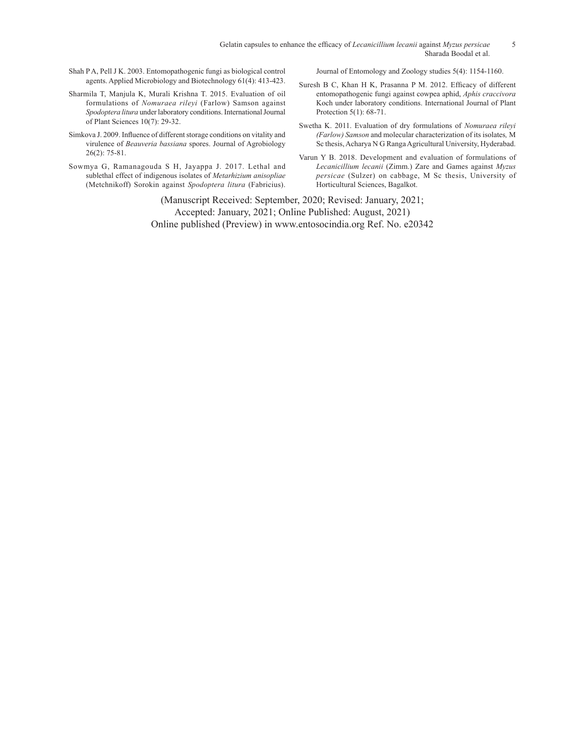Shah P A, Pell J K. 2003. Entomopathogenic fungi as biological control agents. Applied Microbiology and Biotechnology 61(4): 413-423.

Sharmila T, Manjula K, Murali Krishna T. 2015. Evaluation of oil formulations of *Nomuraea rileyi* (Farlow) Samson against *Spodoptera litura* under laboratory conditions. International Journal of Plant Sciences 10(7): 29-32.

Simkova J. 2009. Influence of different storage conditions on vitality and virulence of *Beauveria bassiana* spores. Journal of Agrobiology 26(2): 75-81.

Sowmya G, Ramanagouda S H, Jayappa J. 2017. Lethal and sublethal effect of indigenous isolates of *Metarhizium anisopliae* (Metchnikoff) Sorokin against *Spodoptera litura* (Fabricius). Journal of Entomology and Zoology studies 5(4): 1154-1160.

Suresh B C, Khan H K, Prasanna P M. 2012. Efficacy of different entomopathogenic fungi against cowpea aphid, *Aphis craccivora* Koch under laboratory conditions. International Journal of Plant Protection 5(1): 68-71.

Swetha K. 2011. Evaluation of dry formulations of *Nomuraea rileyi (Farlow) Samson* and molecular characterization of its isolates*,* M Sc thesis, Acharya N G Ranga Agricultural University, Hyderabad.

Varun Y B. 2018. Development and evaluation of formulations of *Lecanicillium lecanii* (Zimm.) Zare and Games against *Myzus persicae* (Sulzer) on cabbage, M Sc thesis, University of Horticultural Sciences, Bagalkot.

(Manuscript Received: September, 2020; Revised: January, 2021; Accepted: January, 2021; Online Published: August, 2021)
Online published (Preview) in www.entosocindia.org Ref. No. e20342